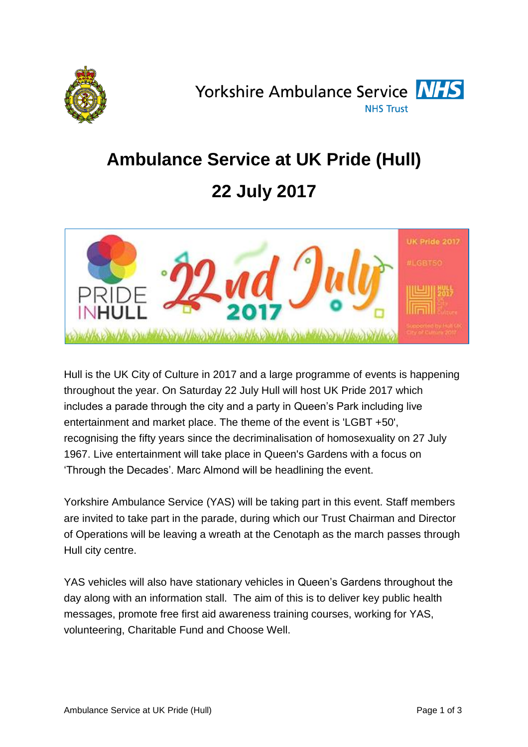Yorkshire Ambulance Service NHS Trust

# Ambulance Service at UK Pride (Hull)

# 22 July 2017

Hull is the UK City of Culture in 2017 and a large programme of events is happening throughout the year. On Saturday 22 July Hull will host UK Pride 2017 which includes a parade through the city and a party in Queen's Park including live entertainment and market place. The theme of the event is 'LGBT +50', recognising the fifty years since the decriminalisation of homosexuality on 27 July 1967. Live entertainment will take place in Queen's Gardens with a focus on 'Through the Decades'. Marc Almond will be headlining the event.

Yorkshire Ambulance Service (YAS) will be taking part in this event. Staff members are invited to take part in the parade, during which our Trust Chairman and Director of Operations will be leaving a wreath at the Cenotaph as the march passes through Hull city centre.

YAS vehicles will also have stationary vehicles in Queen's Gardens throughout the day along with an information stall. The aim of this is to deliver key public health messages, promote free first aid awareness training courses, working for YAS, volunteering, Charitable Fund and Choose Well.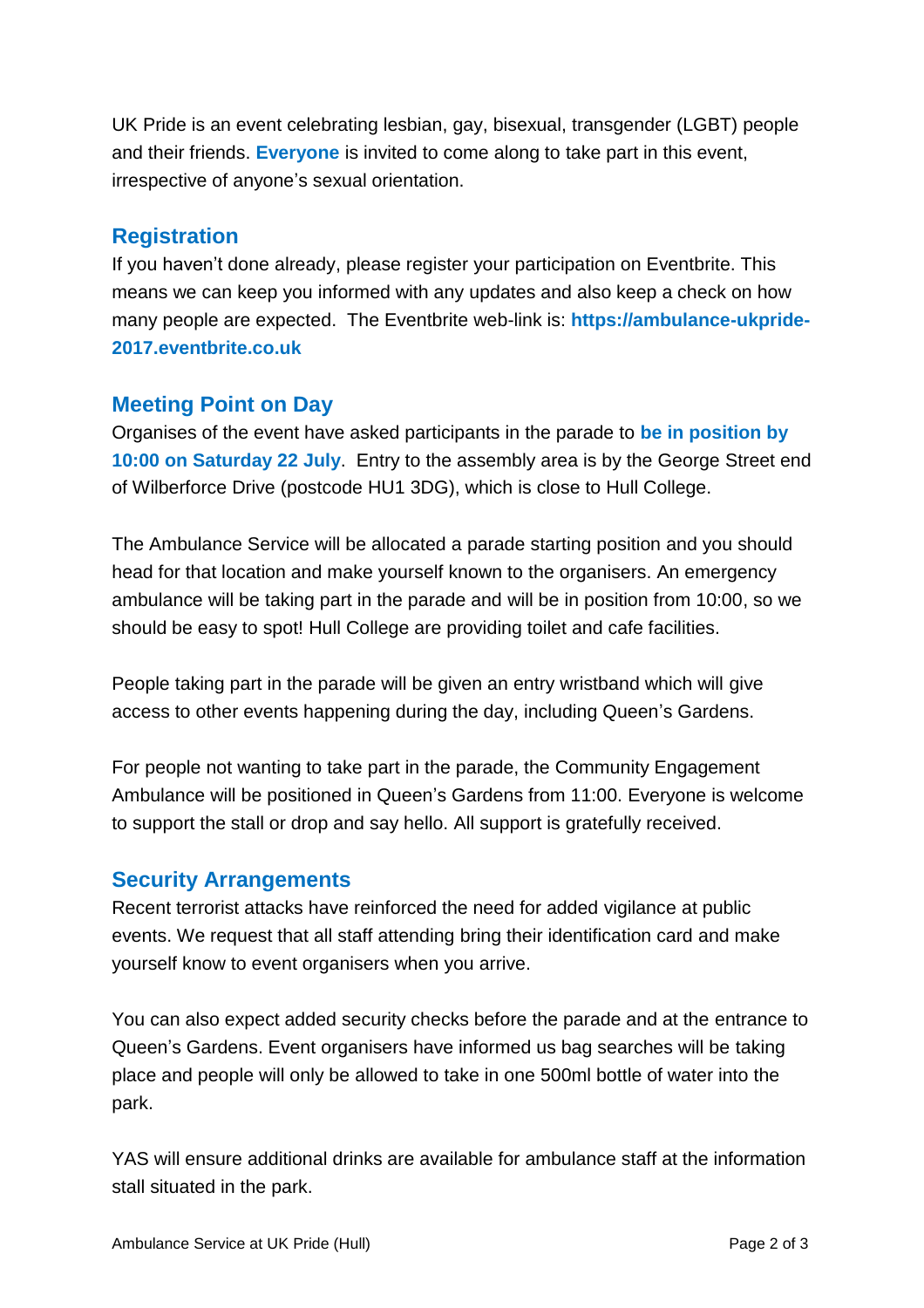UK Pride is an event celebrating lesbian, gay, bisexual, transgender (LGBT) people and their friends. **Everyone** is invited to come along to take part in this event, irrespective of anyone's sexual orientation.

## Registration

If you haven't done already, please register your participation on Eventbrite. This means we can keep you informed with any updates and also keep a check on how many people are expected. The Eventbrite web-link is: **https://ambulance-ukpride-2017.eventbrite.co.uk**

## Meeting Point on Day

Organises of the event have asked participants in the parade to **be in position by 10:00 on Saturday 22 July**. Entry to the assembly area is by the George Street end of Wilberforce Drive (postcode HU1 3DG), which is close to Hull College.

The Ambulance Service will be allocated a parade starting position and you should head for that location and make yourself known to the organisers. An emergency ambulance will be taking part in the parade and will be in position from 10:00, so we should be easy to spot! Hull College are providing toilet and cafe facilities.

People taking part in the parade will be given an entry wristband which will give access to other events happening during the day, including Queen's Gardens.

For people not wanting to take part in the parade, the Community Engagement Ambulance will be positioned in Queen's Gardens from 11:00. Everyone is welcome to support the stall or drop and say hello. All support is gratefully received.

## Security Arrangements

Recent terrorist attacks have reinforced the need for added vigilance at public events. We request that all staff attending bring their identification card and make yourself know to event organisers when you arrive.

You can also expect added security checks before the parade and at the entrance to Queen's Gardens. Event organisers have informed us bag searches will be taking place and people will only be allowed to take in one 500ml bottle of water into the park.

YAS will ensure additional drinks are available for ambulance staff at the information stall situated in the park.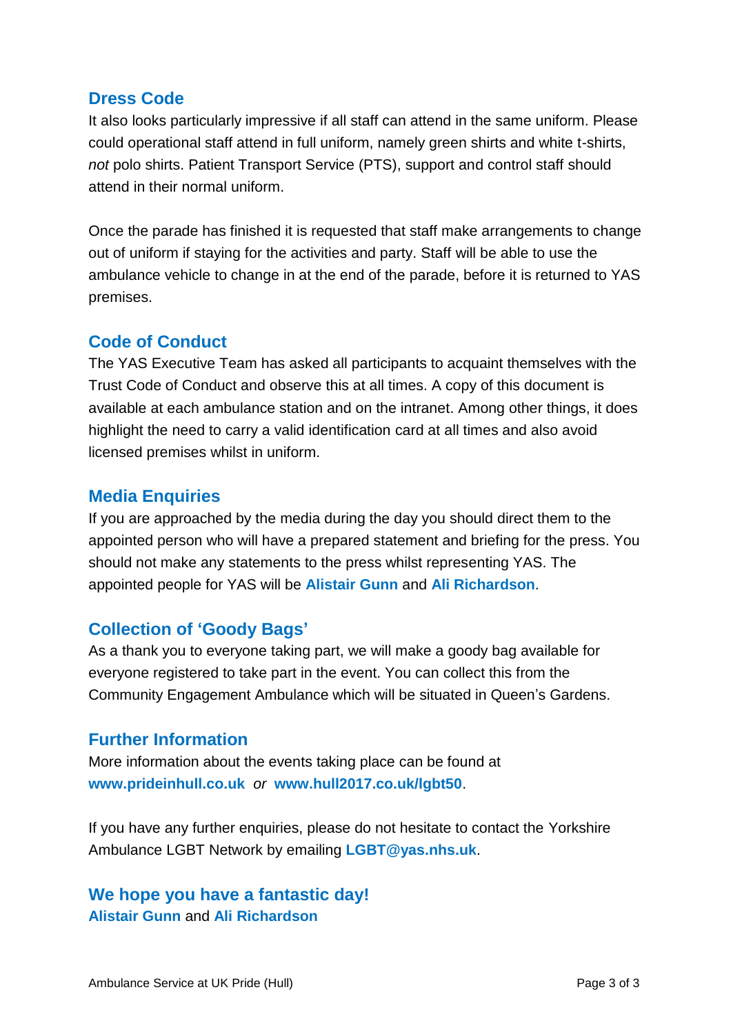## Dress Code

It also looks particularly impressive if all staff can attend in the same uniform. Please could operational staff attend in full uniform, namely green shirts and white t-shirts, *not* polo shirts. Patient Transport Service (PTS), support and control staff should attend in their normal uniform.

Once the parade has finished it is requested that staff make arrangements to change out of uniform if staying for the activities and party. Staff will be able to use the ambulance vehicle to change in at the end of the parade, before it is returned to YAS premises.

## Code of Conduct

The YAS Executive Team has asked all participants to acquaint themselves with the Trust Code of Conduct and observe this at all times. A copy of this document is available at each ambulance station and on the intranet. Among other things, it does highlight the need to carry a valid identification card at all times and also avoid licensed premises whilst in uniform.

## Media Enquiries

If you are approached by the media during the day you should direct them to the appointed person who will have a prepared statement and briefing for the press. You should not make any statements to the press whilst representing YAS. The appointed people for YAS will be **Alistair Gunn** and **Ali Richardson**.

## Collection of 'Goody Bags'

As a thank you to everyone taking part, we will make a goody bag available for everyone registered to take part in the event. You can collect this from the Community Engagement Ambulance which will be situated in Queen's Gardens.

## Further Information

More information about the events taking place can be found at **www.prideinhull.co.uk** *or* **www.hull2017.co.uk/lgbt50**.

If you have any further enquiries, please do not hesitate to contact the Yorkshire Ambulance LGBT Network by emailing **LGBT@yas.nhs.uk**.

## We hope you have a fantastic day!

**Alistair Gunn** and **Ali Richardson**